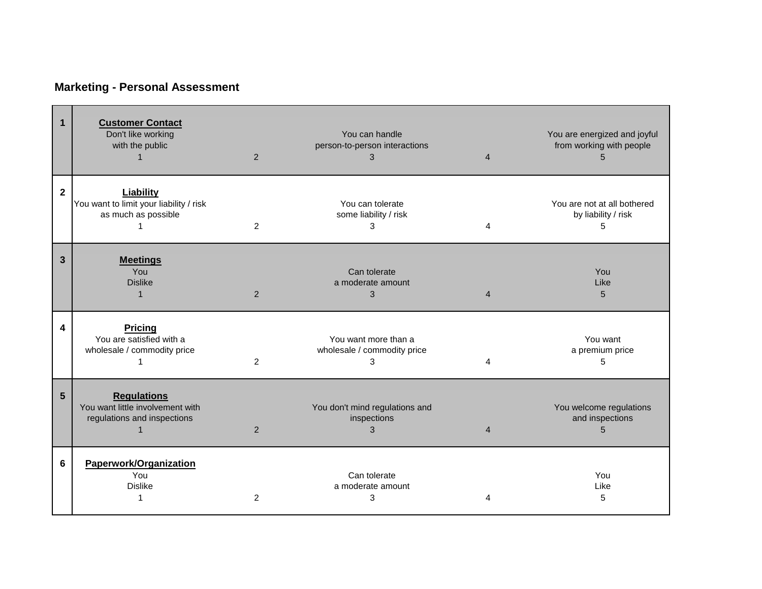## Marketing - Personal Assessment

| # | 1 | 2 | 3 | 4 | 5 |
|---|---|---|---|---|---|
| 1 | **Customer Contact**<br>Don't like working with the public<br>1 | 2 | You can handle person-to-person interactions<br>3 | 4 | You are energized and joyful from working with people<br>5 |
| 2 | **Liability**<br>You want to limit your liability / risk as much as possible<br>1 | 2 | You can tolerate some liability / risk<br>3 | 4 | You are not at all bothered by liability / risk<br>5 |
| 3 | **Meetings**<br>You Dislike<br>1 | 2 | Can tolerate a moderate amount<br>3 | 4 | You Like<br>5 |
| 4 | **Pricing**<br>You are satisfied with a wholesale / commodity price<br>1 | 2 | You want more than a wholesale / commodity price<br>3 | 4 | You want a premium price<br>5 |
| 5 | **Regulations**<br>You want little involvement with regulations and inspections<br>1 | 2 | You don't mind regulations and inspections<br>3 | 4 | You welcome regulations and inspections<br>5 |
| 6 | **Paperwork/Organization**<br>You Dislike<br>1 | 2 | Can tolerate a moderate amount<br>3 | 4 | You Like<br>5 |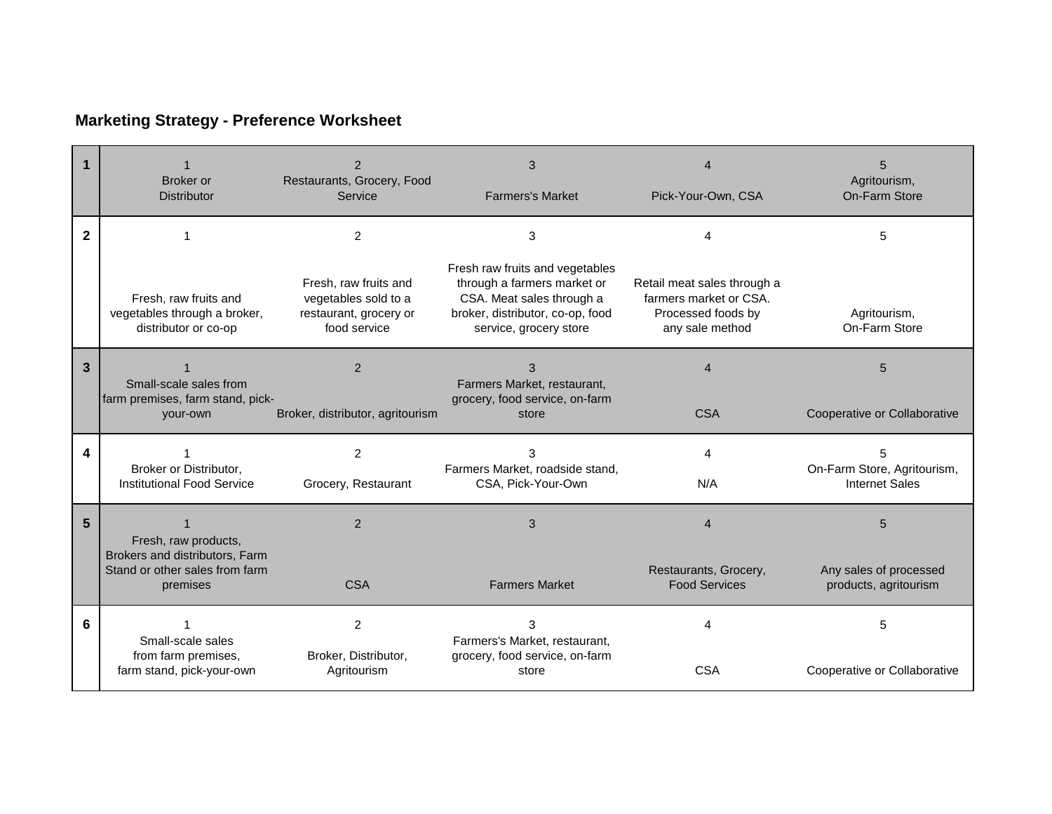**Marketing Strategy - Preference Worksheet**

| | | | | | |
|---|---|---|---|---|---|
| **1** | 1<br>Broker or Distributor | 2<br>Restaurants, Grocery, Food Service | 3<br>Farmers's Market | 4<br>Pick-Your-Own, CSA | 5<br>Agritourism, On-Farm Store |
| **2** | 1<br>Fresh, raw fruits and vegetables through a broker, distributor or co-op | 2<br>Fresh, raw fruits and vegetables sold to a restaurant, grocery or food service | 3<br>Fresh raw fruits and vegetables through a farmers market or CSA. Meat sales through a broker, distributor, co-op, food service, grocery store | 4<br>Retail meat sales through a farmers market or CSA. Processed foods by any sale method | 5<br>Agritourism, On-Farm Store |
| **3** | 1<br>Small-scale sales from farm premises, farm stand, pick-your-own | 2<br>Broker, distributor, agritourism | 3<br>Farmers Market, restaurant, grocery, food service, on-farm store | 4<br>CSA | 5<br>Cooperative or Collaborative |
| **4** | 1<br>Broker or Distributor, Institutional Food Service | 2<br>Grocery, Restaurant | 3<br>Farmers Market, roadside stand, CSA, Pick-Your-Own | 4<br>N/A | 5<br>On-Farm Store, Agritourism, Internet Sales |
| **5** | 1<br>Fresh, raw products, Brokers and distributors, Farm Stand or other sales from farm premises | 2<br>CSA | 3<br>Farmers Market | 4<br>Restaurants, Grocery, Food Services | 5<br>Any sales of processed products, agritourism |
| **6** | 1<br>Small-scale sales from farm premises, farm stand, pick-your-own | 2<br>Broker, Distributor, Agritourism | 3<br>Farmers's Market, restaurant, grocery, food service, on-farm store | 4<br>CSA | 5<br>Cooperative or Collaborative |